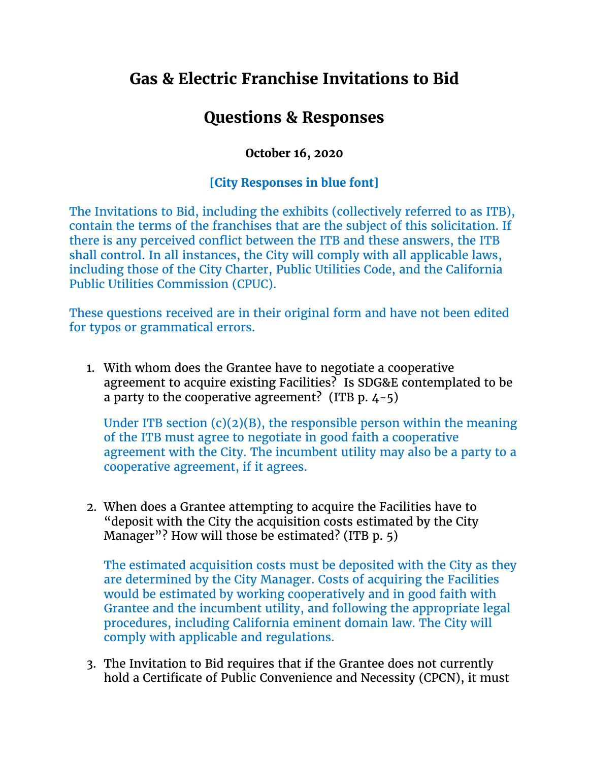# Gas & Electric Franchise Invitations to Bid

## Questions & Responses

**October 16, 2020**

**[City Responses in blue font]**

The Invitations to Bid, including the exhibits (collectively referred to as ITB), contain the terms of the franchises that are the subject of this solicitation. If there is any perceived conflict between the ITB and these answers, the ITB shall control. In all instances, the City will comply with all applicable laws, including those of the City Charter, Public Utilities Code, and the California Public Utilities Commission (CPUC).

These questions received are in their original form and have not been edited for typos or grammatical errors.

1. With whom does the Grantee have to negotiate a cooperative agreement to acquire existing Facilities? Is SDG&E contemplated to be a party to the cooperative agreement? (ITB p. 4-5)

   Under ITB section (c)(2)(B), the responsible person within the meaning of the ITB must agree to negotiate in good faith a cooperative agreement with the City. The incumbent utility may also be a party to a cooperative agreement, if it agrees.

2. When does a Grantee attempting to acquire the Facilities have to "deposit with the City the acquisition costs estimated by the City Manager"? How will those be estimated? (ITB p. 5)

   The estimated acquisition costs must be deposited with the City as they are determined by the City Manager. Costs of acquiring the Facilities would be estimated by working cooperatively and in good faith with Grantee and the incumbent utility, and following the appropriate legal procedures, including California eminent domain law. The City will comply with applicable and regulations.

3. The Invitation to Bid requires that if the Grantee does not currently hold a Certificate of Public Convenience and Necessity (CPCN), it must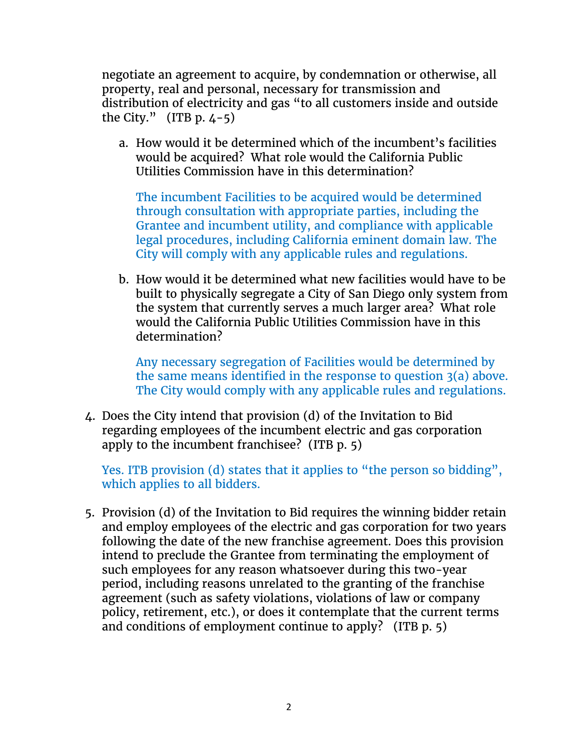negotiate an agreement to acquire, by condemnation or otherwise, all property, real and personal, necessary for transmission and distribution of electricity and gas "to all customers inside and outside the City." (ITB p. 4-5)

a. How would it be determined which of the incumbent's facilities would be acquired? What role would the California Public Utilities Commission have in this determination?

   The incumbent Facilities to be acquired would be determined through consultation with appropriate parties, including the Grantee and incumbent utility, and compliance with applicable legal procedures, including California eminent domain law. The City will comply with any applicable rules and regulations.

b. How would it be determined what new facilities would have to be built to physically segregate a City of San Diego only system from the system that currently serves a much larger area? What role would the California Public Utilities Commission have in this determination?

   Any necessary segregation of Facilities would be determined by the same means identified in the response to question 3(a) above. The City would comply with any applicable rules and regulations.

4. Does the City intend that provision (d) of the Invitation to Bid regarding employees of the incumbent electric and gas corporation apply to the incumbent franchisee? (ITB p. 5)

   Yes. ITB provision (d) states that it applies to "the person so bidding", which applies to all bidders.

5. Provision (d) of the Invitation to Bid requires the winning bidder retain and employ employees of the electric and gas corporation for two years following the date of the new franchise agreement. Does this provision intend to preclude the Grantee from terminating the employment of such employees for any reason whatsoever during this two-year period, including reasons unrelated to the granting of the franchise agreement (such as safety violations, violations of law or company policy, retirement, etc.), or does it contemplate that the current terms and conditions of employment continue to apply? (ITB p. 5)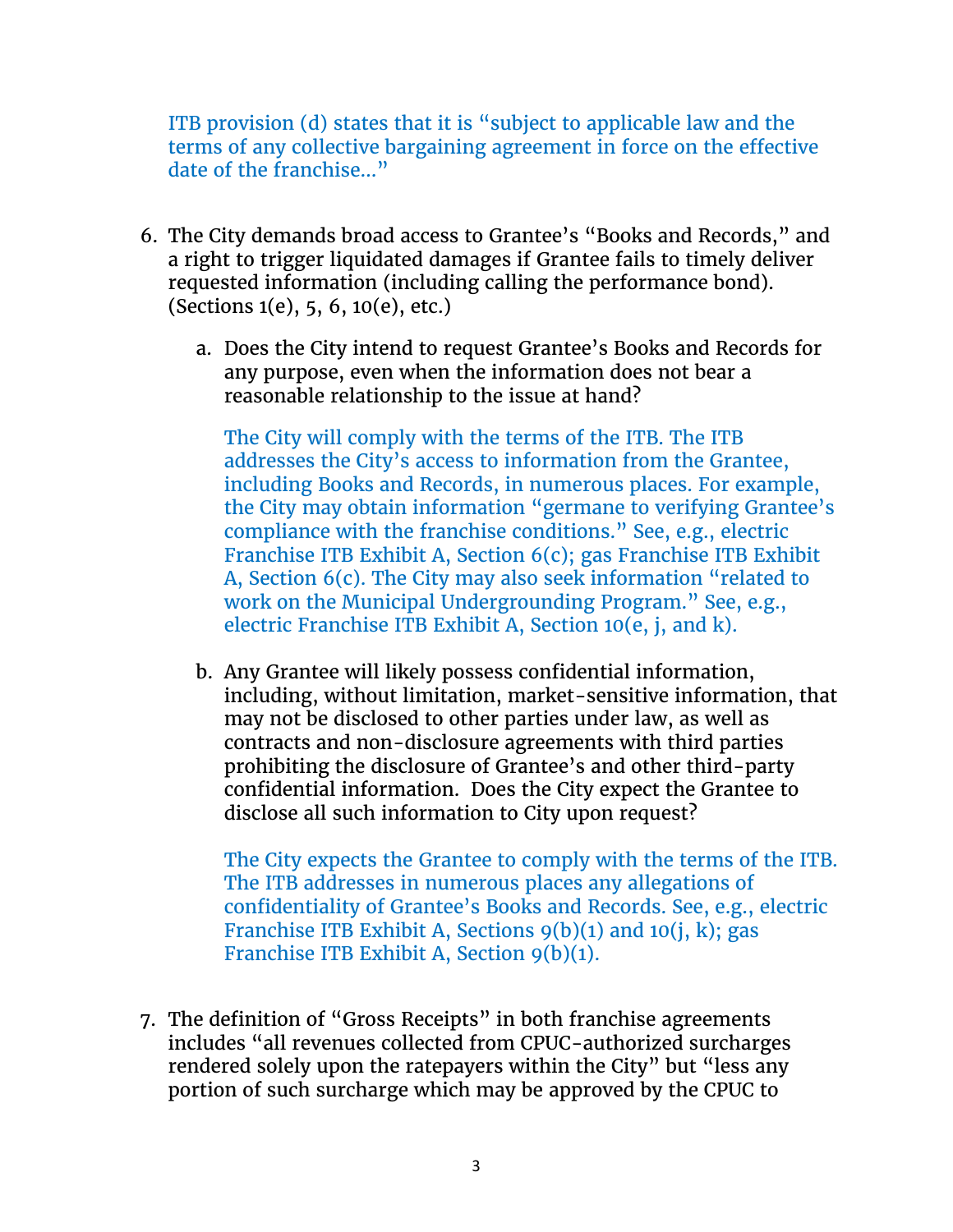ITB provision (d) states that it is "subject to applicable law and the terms of any collective bargaining agreement in force on the effective date of the franchise..."

6. The City demands broad access to Grantee's "Books and Records," and a right to trigger liquidated damages if Grantee fails to timely deliver requested information (including calling the performance bond). (Sections 1(e), 5, 6, 10(e), etc.)

   a. Does the City intend to request Grantee's Books and Records for any purpose, even when the information does not bear a reasonable relationship to the issue at hand?

      The City will comply with the terms of the ITB. The ITB addresses the City's access to information from the Grantee, including Books and Records, in numerous places. For example, the City may obtain information "germane to verifying Grantee's compliance with the franchise conditions." See, e.g., electric Franchise ITB Exhibit A, Section 6(c); gas Franchise ITB Exhibit A, Section 6(c). The City may also seek information "related to work on the Municipal Undergrounding Program." See, e.g., electric Franchise ITB Exhibit A, Section 10(e, j, and k).

   b. Any Grantee will likely possess confidential information, including, without limitation, market-sensitive information, that may not be disclosed to other parties under law, as well as contracts and non-disclosure agreements with third parties prohibiting the disclosure of Grantee's and other third-party confidential information. Does the City expect the Grantee to disclose all such information to City upon request?

      The City expects the Grantee to comply with the terms of the ITB. The ITB addresses in numerous places any allegations of confidentiality of Grantee's Books and Records. See, e.g., electric Franchise ITB Exhibit A, Sections 9(b)(1) and 10(j, k); gas Franchise ITB Exhibit A, Section 9(b)(1).

7. The definition of "Gross Receipts" in both franchise agreements includes "all revenues collected from CPUC-authorized surcharges rendered solely upon the ratepayers within the City" but "less any portion of such surcharge which may be approved by the CPUC to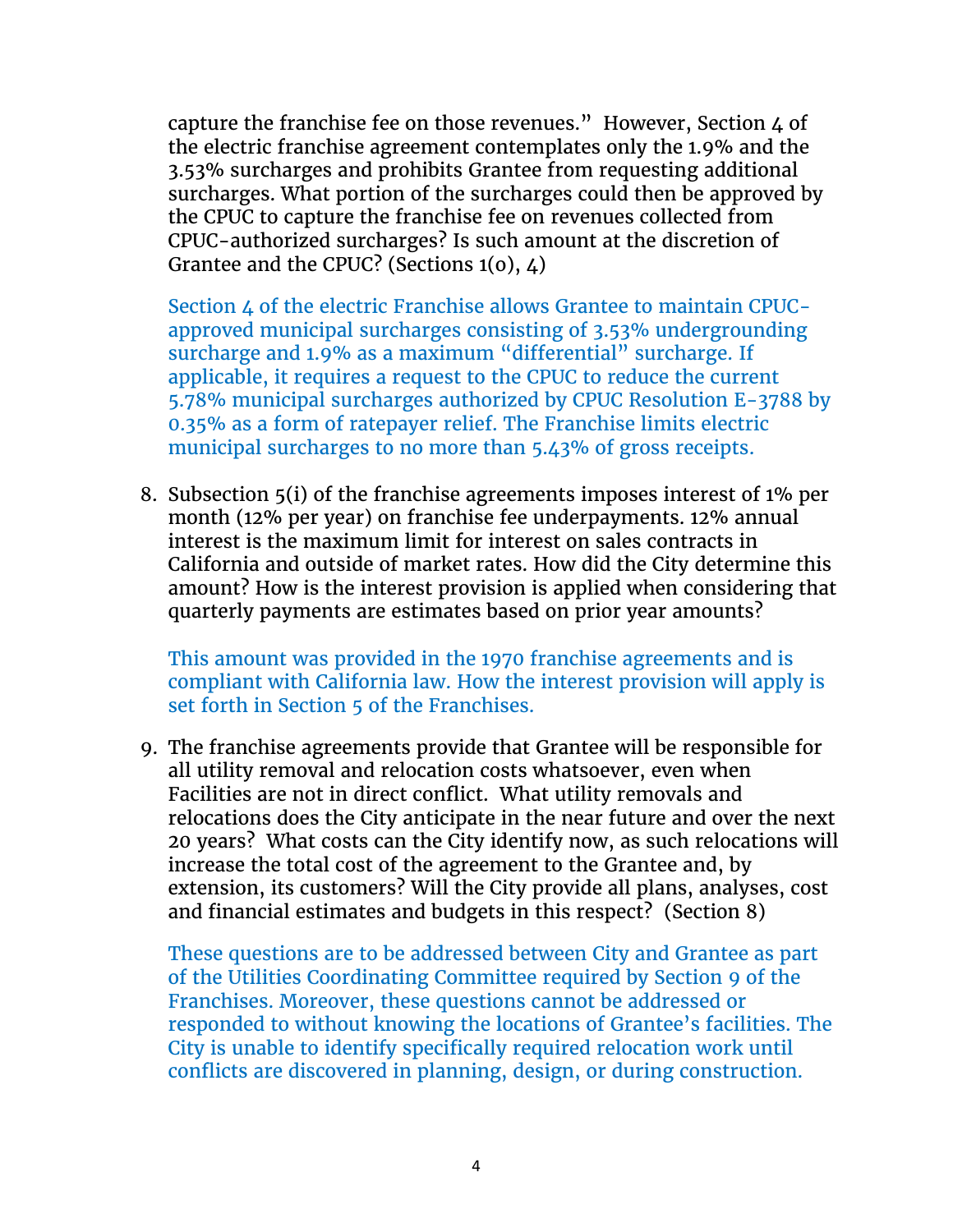capture the franchise fee on those revenues." However, Section 4 of the electric franchise agreement contemplates only the 1.9% and the 3.53% surcharges and prohibits Grantee from requesting additional surcharges. What portion of the surcharges could then be approved by the CPUC to capture the franchise fee on revenues collected from CPUC-authorized surcharges? Is such amount at the discretion of Grantee and the CPUC? (Sections 1(o), 4)

Section 4 of the electric Franchise allows Grantee to maintain CPUC-approved municipal surcharges consisting of 3.53% undergrounding surcharge and 1.9% as a maximum "differential" surcharge. If applicable, it requires a request to the CPUC to reduce the current 5.78% municipal surcharges authorized by CPUC Resolution E-3788 by 0.35% as a form of ratepayer relief. The Franchise limits electric municipal surcharges to no more than 5.43% of gross receipts.

8. Subsection 5(i) of the franchise agreements imposes interest of 1% per month (12% per year) on franchise fee underpayments. 12% annual interest is the maximum limit for interest on sales contracts in California and outside of market rates. How did the City determine this amount? How is the interest provision is applied when considering that quarterly payments are estimates based on prior year amounts?

   This amount was provided in the 1970 franchise agreements and is compliant with California law. How the interest provision will apply is set forth in Section 5 of the Franchises.

9. The franchise agreements provide that Grantee will be responsible for all utility removal and relocation costs whatsoever, even when Facilities are not in direct conflict. What utility removals and relocations does the City anticipate in the near future and over the next 20 years? What costs can the City identify now, as such relocations will increase the total cost of the agreement to the Grantee and, by extension, its customers? Will the City provide all plans, analyses, cost and financial estimates and budgets in this respect? (Section 8)

   These questions are to be addressed between City and Grantee as part of the Utilities Coordinating Committee required by Section 9 of the Franchises. Moreover, these questions cannot be addressed or responded to without knowing the locations of Grantee's facilities. The City is unable to identify specifically required relocation work until conflicts are discovered in planning, design, or during construction.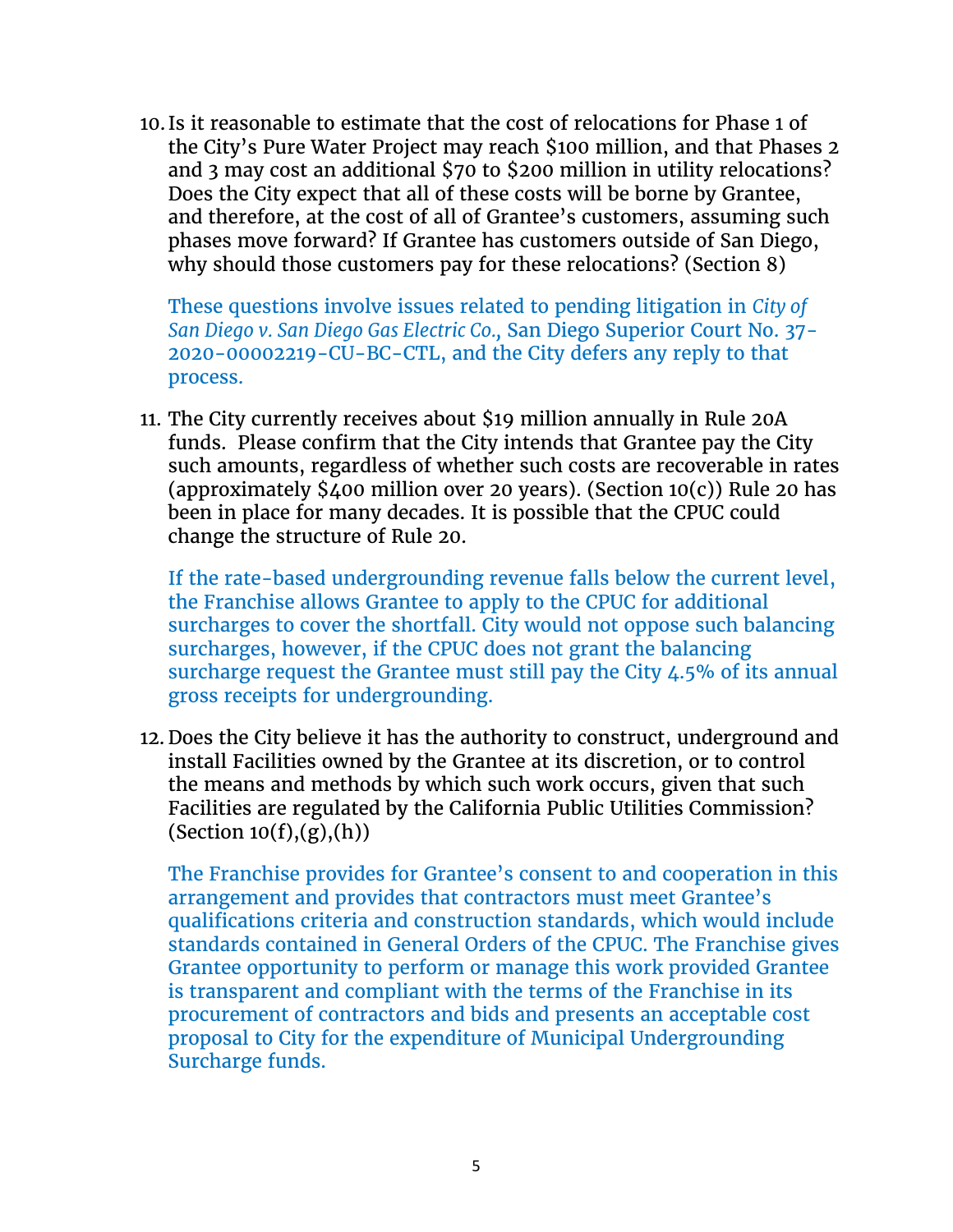10. Is it reasonable to estimate that the cost of relocations for Phase 1 of the City's Pure Water Project may reach $100 million, and that Phases 2 and 3 may cost an additional $70 to $200 million in utility relocations? Does the City expect that all of these costs will be borne by Grantee, and therefore, at the cost of all of Grantee's customers, assuming such phases move forward? If Grantee has customers outside of San Diego, why should those customers pay for these relocations? (Section 8)

    These questions involve issues related to pending litigation in *City of San Diego v. San Diego Gas Electric Co.,* San Diego Superior Court No. 37-2020-00002219-CU-BC-CTL, and the City defers any reply to that process.

11. The City currently receives about $19 million annually in Rule 20A funds. Please confirm that the City intends that Grantee pay the City such amounts, regardless of whether such costs are recoverable in rates (approximately $400 million over 20 years). (Section 10(c)) Rule 20 has been in place for many decades. It is possible that the CPUC could change the structure of Rule 20.

    If the rate-based undergrounding revenue falls below the current level, the Franchise allows Grantee to apply to the CPUC for additional surcharges to cover the shortfall. City would not oppose such balancing surcharges, however, if the CPUC does not grant the balancing surcharge request the Grantee must still pay the City 4.5% of its annual gross receipts for undergrounding.

12. Does the City believe it has the authority to construct, underground and install Facilities owned by the Grantee at its discretion, or to control the means and methods by which such work occurs, given that such Facilities are regulated by the California Public Utilities Commission? (Section 10(f),(g),(h))

    The Franchise provides for Grantee's consent to and cooperation in this arrangement and provides that contractors must meet Grantee's qualifications criteria and construction standards, which would include standards contained in General Orders of the CPUC. The Franchise gives Grantee opportunity to perform or manage this work provided Grantee is transparent and compliant with the terms of the Franchise in its procurement of contractors and bids and presents an acceptable cost proposal to City for the expenditure of Municipal Undergrounding Surcharge funds.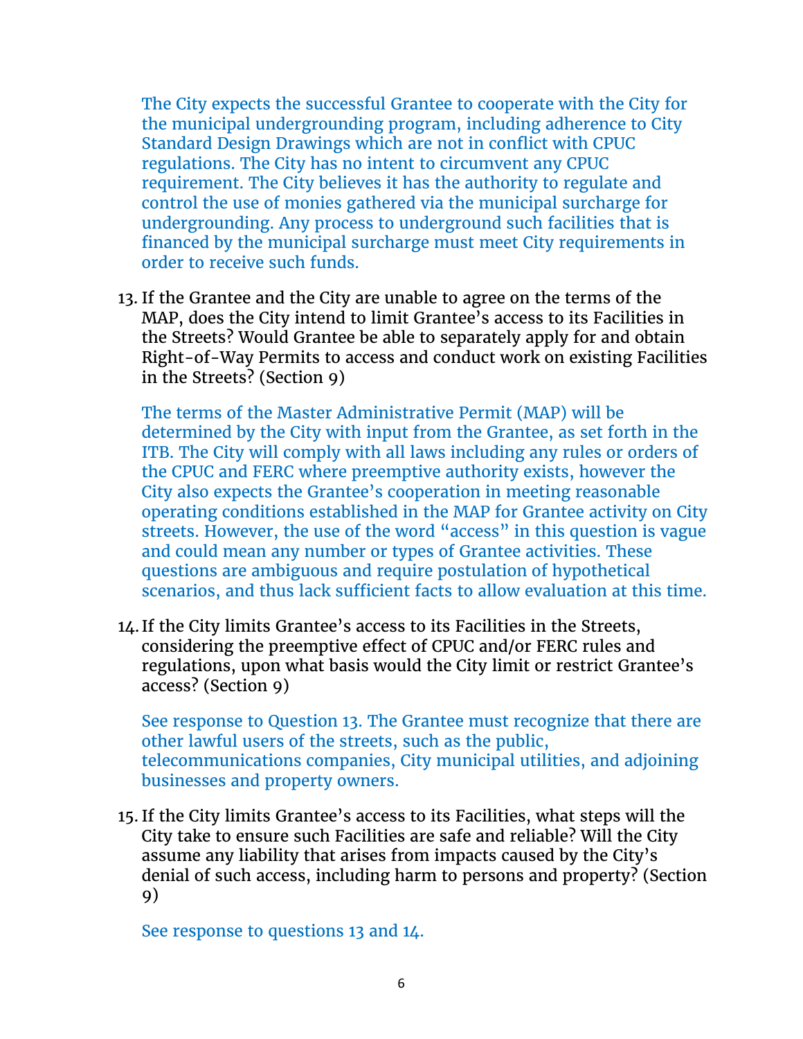The City expects the successful Grantee to cooperate with the City for the municipal undergrounding program, including adherence to City Standard Design Drawings which are not in conflict with CPUC regulations. The City has no intent to circumvent any CPUC requirement. The City believes it has the authority to regulate and control the use of monies gathered via the municipal surcharge for undergrounding. Any process to underground such facilities that is financed by the municipal surcharge must meet City requirements in order to receive such funds.

13. If the Grantee and the City are unable to agree on the terms of the MAP, does the City intend to limit Grantee's access to its Facilities in the Streets? Would Grantee be able to separately apply for and obtain Right-of-Way Permits to access and conduct work on existing Facilities in the Streets? (Section 9)

    The terms of the Master Administrative Permit (MAP) will be determined by the City with input from the Grantee, as set forth in the ITB. The City will comply with all laws including any rules or orders of the CPUC and FERC where preemptive authority exists, however the City also expects the Grantee's cooperation in meeting reasonable operating conditions established in the MAP for Grantee activity on City streets. However, the use of the word "access" in this question is vague and could mean any number or types of Grantee activities. These questions are ambiguous and require postulation of hypothetical scenarios, and thus lack sufficient facts to allow evaluation at this time.

14. If the City limits Grantee's access to its Facilities in the Streets, considering the preemptive effect of CPUC and/or FERC rules and regulations, upon what basis would the City limit or restrict Grantee's access? (Section 9)

    See response to Question 13. The Grantee must recognize that there are other lawful users of the streets, such as the public, telecommunications companies, City municipal utilities, and adjoining businesses and property owners.

15. If the City limits Grantee's access to its Facilities, what steps will the City take to ensure such Facilities are safe and reliable? Will the City assume any liability that arises from impacts caused by the City's denial of such access, including harm to persons and property? (Section 9)

    See response to questions 13 and 14.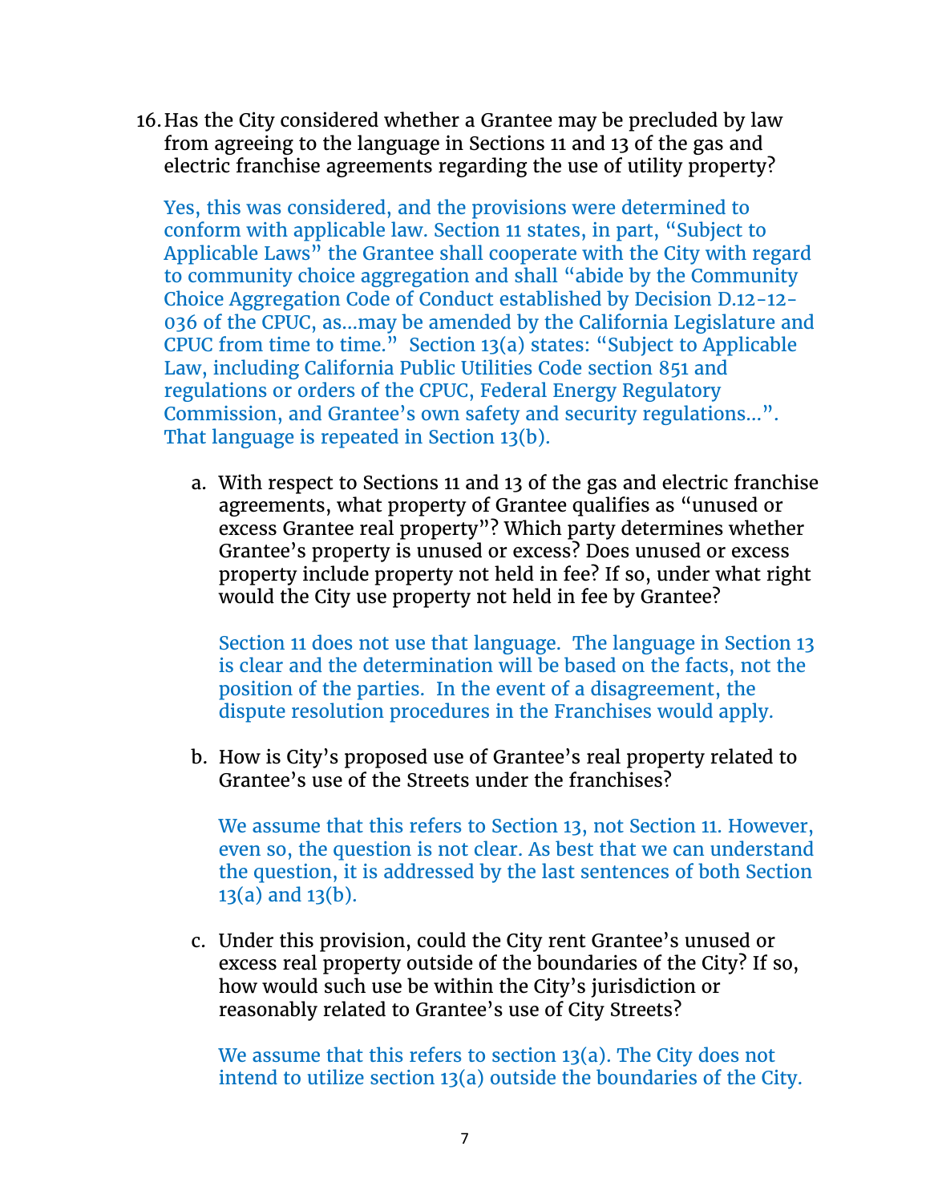16. Has the City considered whether a Grantee may be precluded by law from agreeing to the language in Sections 11 and 13 of the gas and electric franchise agreements regarding the use of utility property?

    Yes, this was considered, and the provisions were determined to conform with applicable law. Section 11 states, in part, "Subject to Applicable Laws" the Grantee shall cooperate with the City with regard to community choice aggregation and shall "abide by the Community Choice Aggregation Code of Conduct established by Decision D.12-12-036 of the CPUC, as…may be amended by the California Legislature and CPUC from time to time." Section 13(a) states: "Subject to Applicable Law, including California Public Utilities Code section 851 and regulations or orders of the CPUC, Federal Energy Regulatory Commission, and Grantee's own safety and security regulations…". That language is repeated in Section 13(b).

    a. With respect to Sections 11 and 13 of the gas and electric franchise agreements, what property of Grantee qualifies as "unused or excess Grantee real property"? Which party determines whether Grantee's property is unused or excess? Does unused or excess property include property not held in fee? If so, under what right would the City use property not held in fee by Grantee?

       Section 11 does not use that language. The language in Section 13 is clear and the determination will be based on the facts, not the position of the parties. In the event of a disagreement, the dispute resolution procedures in the Franchises would apply.

    b. How is City's proposed use of Grantee's real property related to Grantee's use of the Streets under the franchises?

       We assume that this refers to Section 13, not Section 11. However, even so, the question is not clear. As best that we can understand the question, it is addressed by the last sentences of both Section 13(a) and 13(b).

    c. Under this provision, could the City rent Grantee's unused or excess real property outside of the boundaries of the City? If so, how would such use be within the City's jurisdiction or reasonably related to Grantee's use of City Streets?

       We assume that this refers to section 13(a). The City does not intend to utilize section 13(a) outside the boundaries of the City.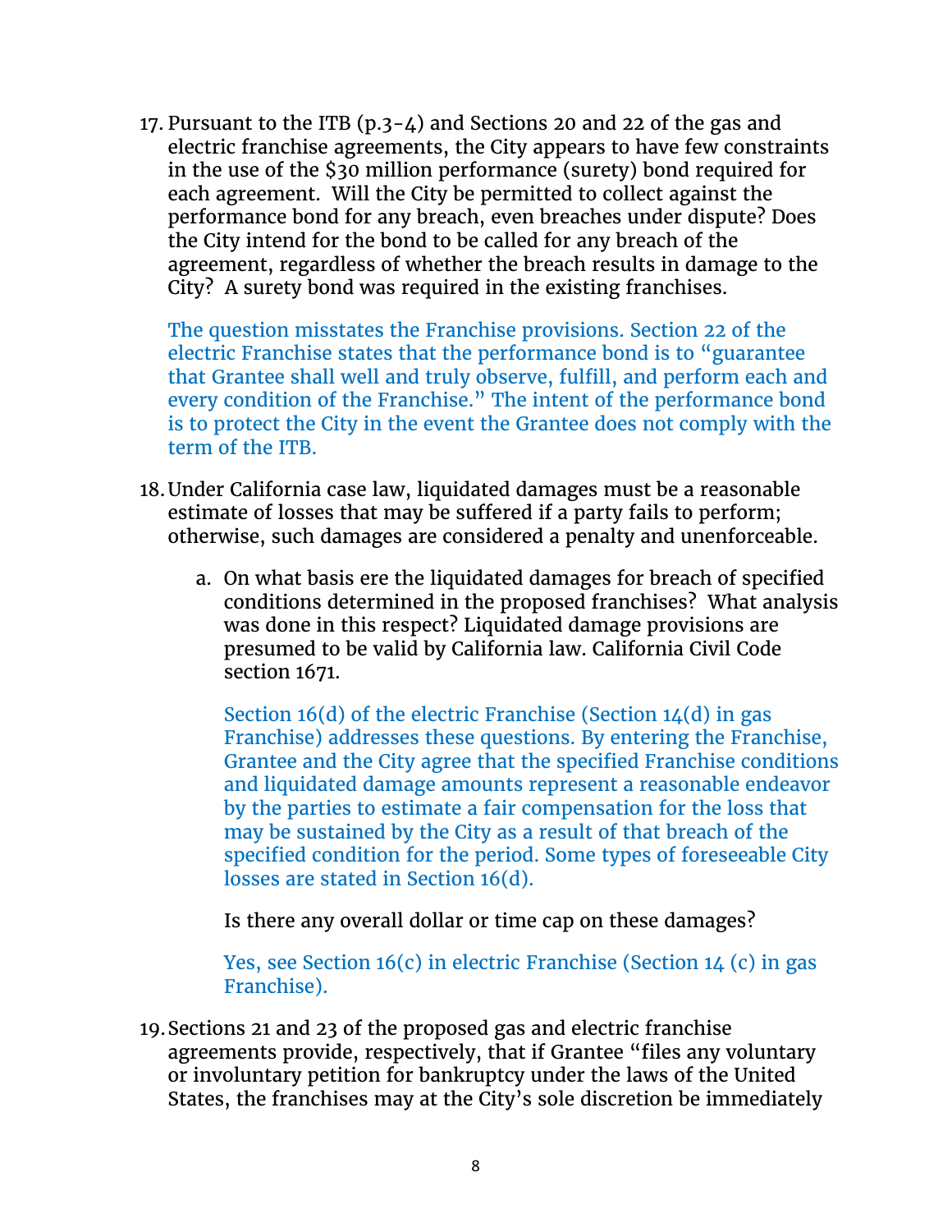17. Pursuant to the ITB (p.3-4) and Sections 20 and 22 of the gas and electric franchise agreements, the City appears to have few constraints in the use of the $30 million performance (surety) bond required for each agreement. Will the City be permitted to collect against the performance bond for any breach, even breaches under dispute? Does the City intend for the bond to be called for any breach of the agreement, regardless of whether the breach results in damage to the City? A surety bond was required in the existing franchises.

    The question misstates the Franchise provisions. Section 22 of the electric Franchise states that the performance bond is to "guarantee that Grantee shall well and truly observe, fulfill, and perform each and every condition of the Franchise." The intent of the performance bond is to protect the City in the event the Grantee does not comply with the term of the ITB.

18. Under California case law, liquidated damages must be a reasonable estimate of losses that may be suffered if a party fails to perform; otherwise, such damages are considered a penalty and unenforceable.

    a. On what basis ere the liquidated damages for breach of specified conditions determined in the proposed franchises? What analysis was done in this respect? Liquidated damage provisions are presumed to be valid by California law. California Civil Code section 1671.

       Section 16(d) of the electric Franchise (Section 14(d) in gas Franchise) addresses these questions. By entering the Franchise, Grantee and the City agree that the specified Franchise conditions and liquidated damage amounts represent a reasonable endeavor by the parties to estimate a fair compensation for the loss that may be sustained by the City as a result of that breach of the specified condition for the period. Some types of foreseeable City losses are stated in Section 16(d).

       Is there any overall dollar or time cap on these damages?

       Yes, see Section 16(c) in electric Franchise (Section 14 (c) in gas Franchise).

19. Sections 21 and 23 of the proposed gas and electric franchise agreements provide, respectively, that if Grantee "files any voluntary or involuntary petition for bankruptcy under the laws of the United States, the franchises may at the City's sole discretion be immediately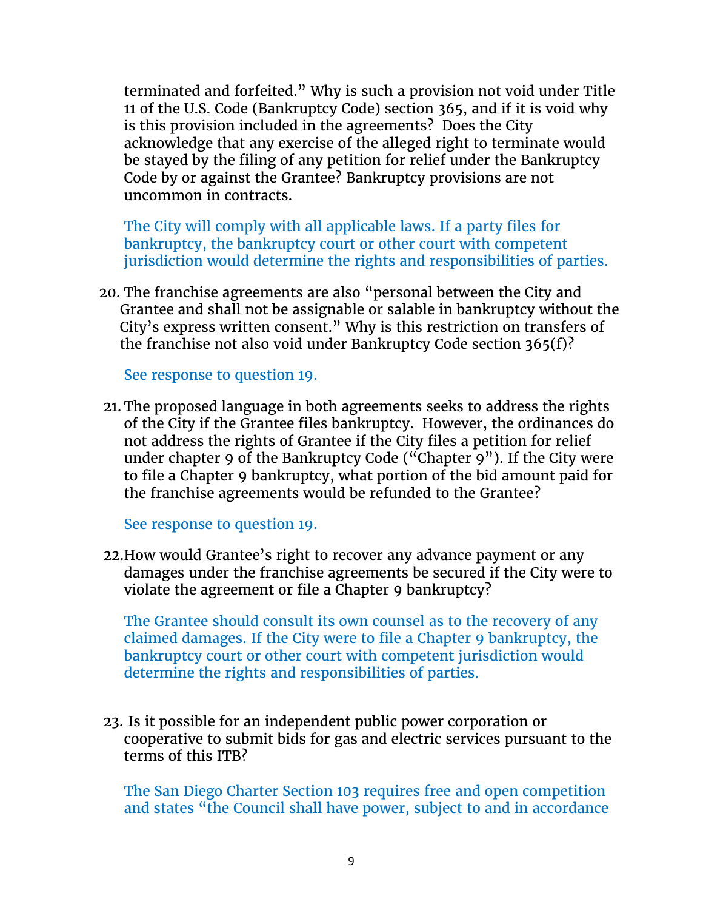terminated and forfeited." Why is such a provision not void under Title 11 of the U.S. Code (Bankruptcy Code) section 365, and if it is void why is this provision included in the agreements? Does the City acknowledge that any exercise of the alleged right to terminate would be stayed by the filing of any petition for relief under the Bankruptcy Code by or against the Grantee? Bankruptcy provisions are not uncommon in contracts.

The City will comply with all applicable laws. If a party files for bankruptcy, the bankruptcy court or other court with competent jurisdiction would determine the rights and responsibilities of parties.

20. The franchise agreements are also "personal between the City and Grantee and shall not be assignable or salable in bankruptcy without the City's express written consent." Why is this restriction on transfers of the franchise not also void under Bankruptcy Code section 365(f)?

    See response to question 19.

21. The proposed language in both agreements seeks to address the rights of the City if the Grantee files bankruptcy. However, the ordinances do not address the rights of Grantee if the City files a petition for relief under chapter 9 of the Bankruptcy Code ("Chapter 9"). If the City were to file a Chapter 9 bankruptcy, what portion of the bid amount paid for the franchise agreements would be refunded to the Grantee?

    See response to question 19.

22. How would Grantee's right to recover any advance payment or any damages under the franchise agreements be secured if the City were to violate the agreement or file a Chapter 9 bankruptcy?

    The Grantee should consult its own counsel as to the recovery of any claimed damages. If the City were to file a Chapter 9 bankruptcy, the bankruptcy court or other court with competent jurisdiction would determine the rights and responsibilities of parties.

23. Is it possible for an independent public power corporation or cooperative to submit bids for gas and electric services pursuant to the terms of this ITB?

    The San Diego Charter Section 103 requires free and open competition and states "the Council shall have power, subject to and in accordance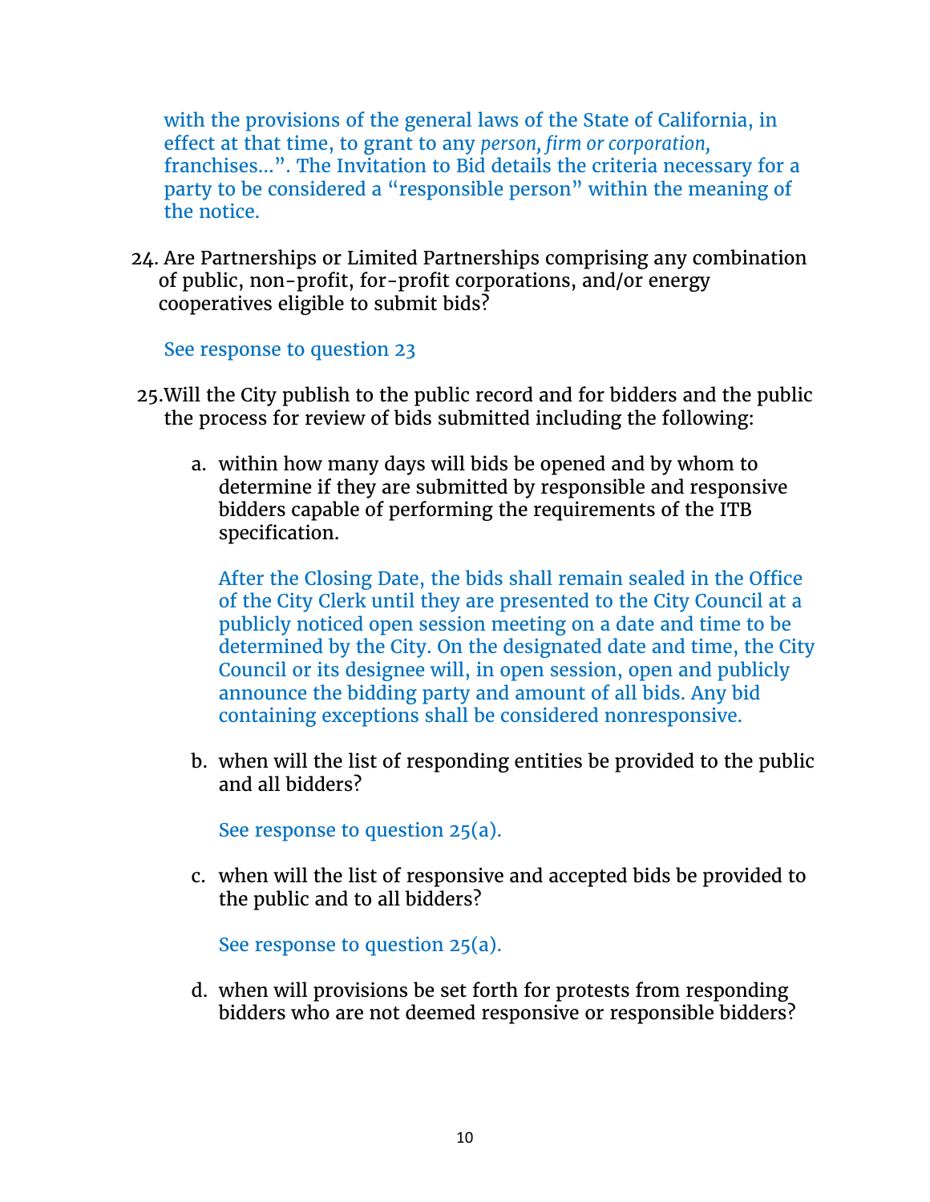with the provisions of the general laws of the State of California, in effect at that time, to grant to any *person, firm or corporation*, franchises…". The Invitation to Bid details the criteria necessary for a party to be considered a "responsible person" within the meaning of the notice.

24. Are Partnerships or Limited Partnerships comprising any combination of public, non-profit, for-profit corporations, and/or energy cooperatives eligible to submit bids?

    See response to question 23

25. Will the City publish to the public record and for bidders and the public the process for review of bids submitted including the following:

    a. within how many days will bids be opened and by whom to determine if they are submitted by responsible and responsive bidders capable of performing the requirements of the ITB specification.

       After the Closing Date, the bids shall remain sealed in the Office of the City Clerk until they are presented to the City Council at a publicly noticed open session meeting on a date and time to be determined by the City. On the designated date and time, the City Council or its designee will, in open session, open and publicly announce the bidding party and amount of all bids. Any bid containing exceptions shall be considered nonresponsive.

    b. when will the list of responding entities be provided to the public and all bidders?

       See response to question 25(a).

    c. when will the list of responsive and accepted bids be provided to the public and to all bidders?

       See response to question 25(a).

    d. when will provisions be set forth for protests from responding bidders who are not deemed responsive or responsible bidders?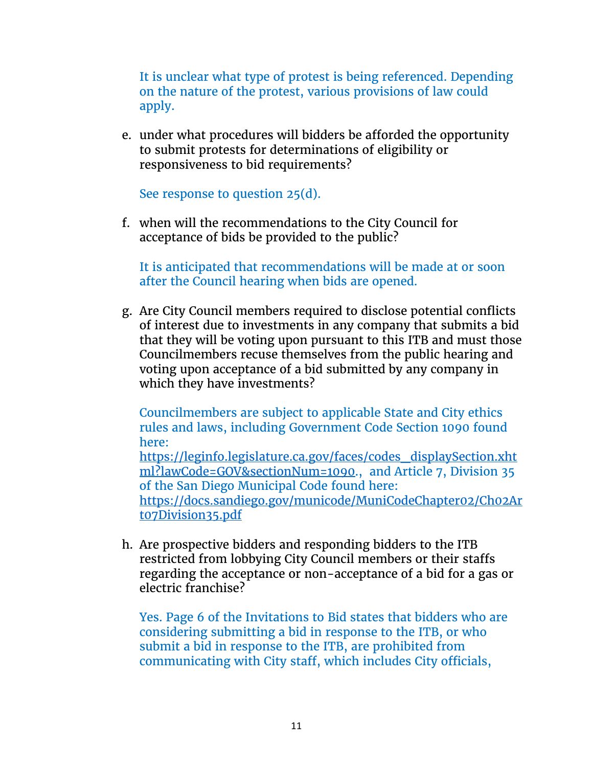It is unclear what type of protest is being referenced. Depending on the nature of the protest, various provisions of law could apply.

e. under what procedures will bidders be afforded the opportunity to submit protests for determinations of eligibility or responsiveness to bid requirements?

   See response to question 25(d).

f. when will the recommendations to the City Council for acceptance of bids be provided to the public?

   It is anticipated that recommendations will be made at or soon after the Council hearing when bids are opened.

g. Are City Council members required to disclose potential conflicts of interest due to investments in any company that submits a bid that they will be voting upon pursuant to this ITB and must those Councilmembers recuse themselves from the public hearing and voting upon acceptance of a bid submitted by any company in which they have investments?

   Councilmembers are subject to applicable State and City ethics rules and laws, including Government Code Section 1090 found here: [https://leginfo.legislature.ca.gov/faces/codes_displaySection.xhtml?lawCode=GOV&sectionNum=1090](https://leginfo.legislature.ca.gov/faces/codes_displaySection.xhtml?lawCode=GOV&sectionNum=1090)., and Article 7, Division 35 of the San Diego Municipal Code found here: [https://docs.sandiego.gov/municode/MuniCodeChapter02/Ch02Art07Division35.pdf](https://docs.sandiego.gov/municode/MuniCodeChapter02/Ch02Art07Division35.pdf)

h. Are prospective bidders and responding bidders to the ITB restricted from lobbying City Council members or their staffs regarding the acceptance or non-acceptance of a bid for a gas or electric franchise?

   Yes. Page 6 of the Invitations to Bid states that bidders who are considering submitting a bid in response to the ITB, or who submit a bid in response to the ITB, are prohibited from communicating with City staff, which includes City officials,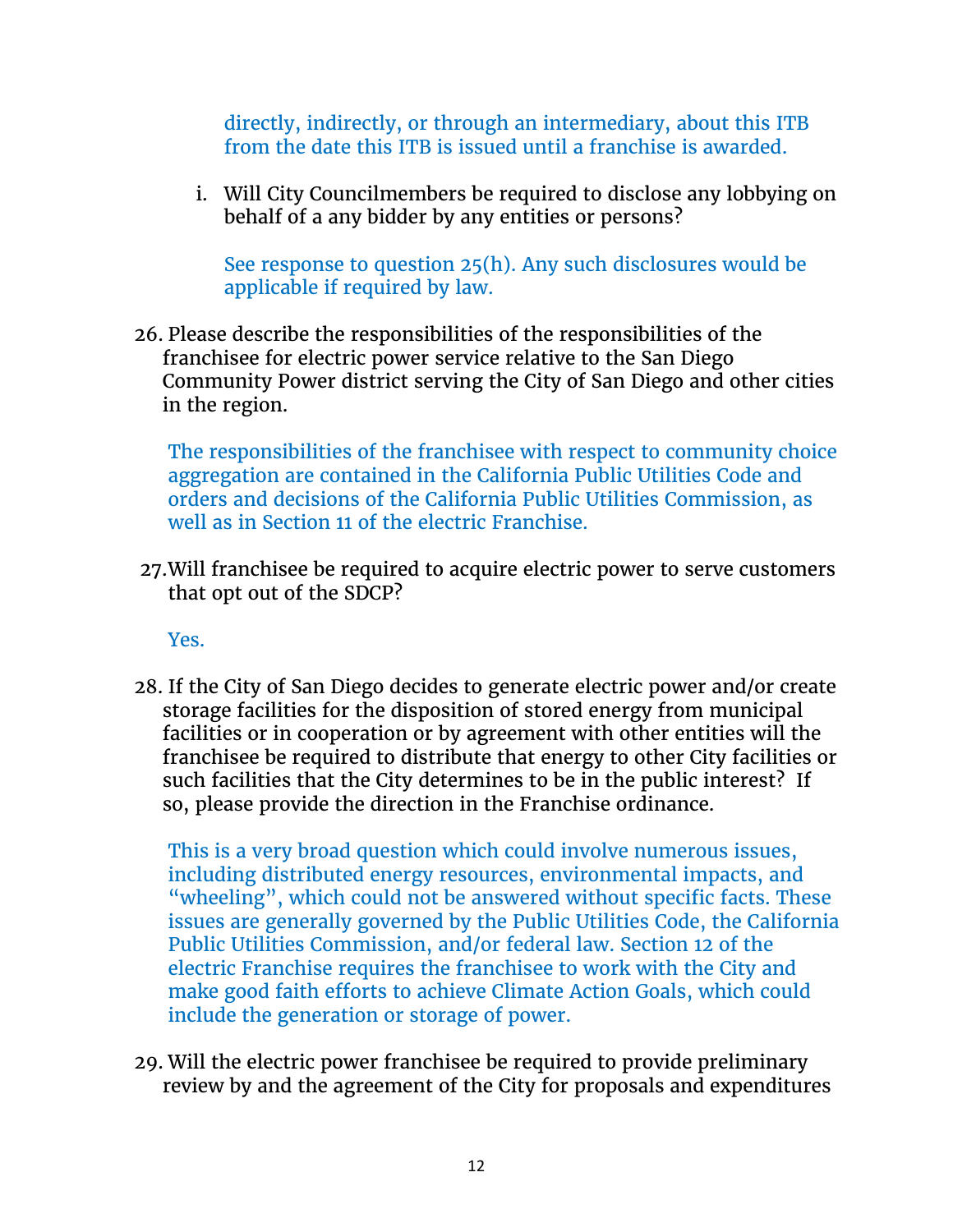directly, indirectly, or through an intermediary, about this ITB from the date this ITB is issued until a franchise is awarded.

i. Will City Councilmembers be required to disclose any lobbying on behalf of a any bidder by any entities or persons?

See response to question 25(h). Any such disclosures would be applicable if required by law.

26. Please describe the responsibilities of the responsibilities of the franchisee for electric power service relative to the San Diego Community Power district serving the City of San Diego and other cities in the region.

    The responsibilities of the franchisee with respect to community choice aggregation are contained in the California Public Utilities Code and orders and decisions of the California Public Utilities Commission, as well as in Section 11 of the electric Franchise.

27. Will franchisee be required to acquire electric power to serve customers that opt out of the SDCP?

    Yes.

28. If the City of San Diego decides to generate electric power and/or create storage facilities for the disposition of stored energy from municipal facilities or in cooperation or by agreement with other entities will the franchisee be required to distribute that energy to other City facilities or such facilities that the City determines to be in the public interest? If so, please provide the direction in the Franchise ordinance.

    This is a very broad question which could involve numerous issues, including distributed energy resources, environmental impacts, and "wheeling", which could not be answered without specific facts. These issues are generally governed by the Public Utilities Code, the California Public Utilities Commission, and/or federal law. Section 12 of the electric Franchise requires the franchisee to work with the City and make good faith efforts to achieve Climate Action Goals, which could include the generation or storage of power.

29. Will the electric power franchisee be required to provide preliminary review by and the agreement of the City for proposals and expenditures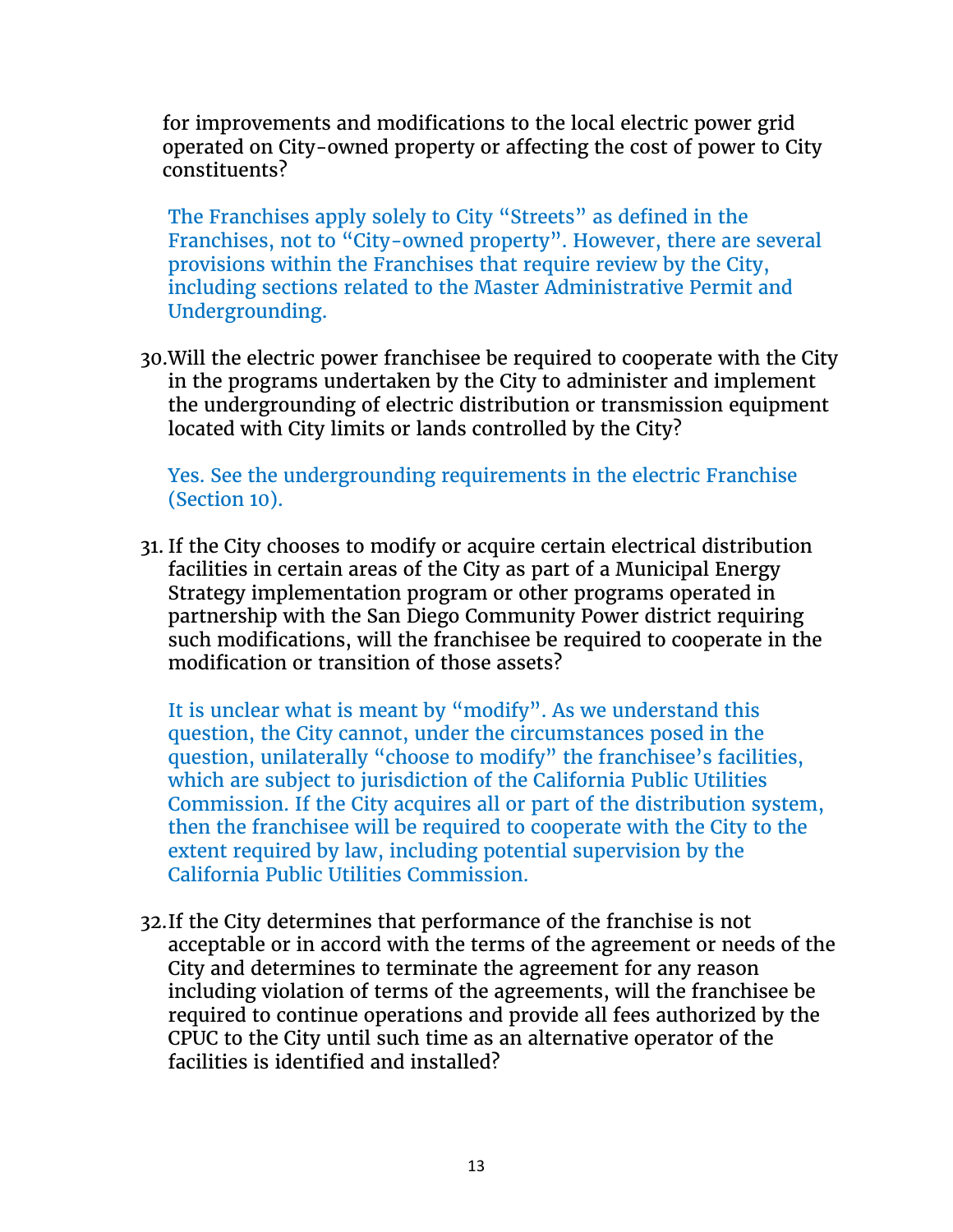for improvements and modifications to the local electric power grid operated on City-owned property or affecting the cost of power to City constituents?

The Franchises apply solely to City "Streets" as defined in the Franchises, not to "City-owned property". However, there are several provisions within the Franchises that require review by the City, including sections related to the Master Administrative Permit and Undergrounding.

30. Will the electric power franchisee be required to cooperate with the City in the programs undertaken by the City to administer and implement the undergrounding of electric distribution or transmission equipment located with City limits or lands controlled by the City?

    Yes. See the undergrounding requirements in the electric Franchise (Section 10).

31. If the City chooses to modify or acquire certain electrical distribution facilities in certain areas of the City as part of a Municipal Energy Strategy implementation program or other programs operated in partnership with the San Diego Community Power district requiring such modifications, will the franchisee be required to cooperate in the modification or transition of those assets?

    It is unclear what is meant by "modify". As we understand this question, the City cannot, under the circumstances posed in the question, unilaterally "choose to modify" the franchisee's facilities, which are subject to jurisdiction of the California Public Utilities Commission. If the City acquires all or part of the distribution system, then the franchisee will be required to cooperate with the City to the extent required by law, including potential supervision by the California Public Utilities Commission.

32. If the City determines that performance of the franchise is not acceptable or in accord with the terms of the agreement or needs of the City and determines to terminate the agreement for any reason including violation of terms of the agreements, will the franchisee be required to continue operations and provide all fees authorized by the CPUC to the City until such time as an alternative operator of the facilities is identified and installed?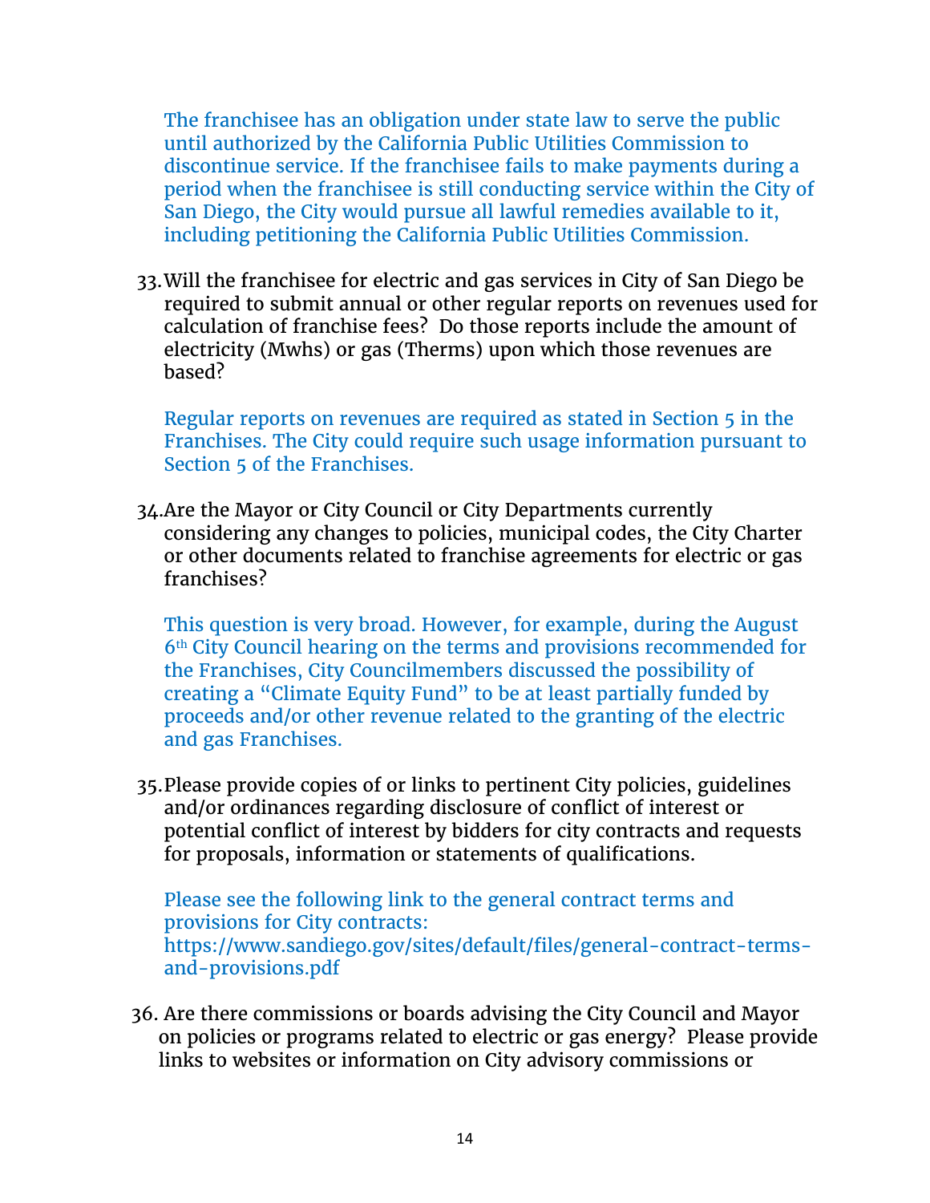The franchisee has an obligation under state law to serve the public until authorized by the California Public Utilities Commission to discontinue service. If the franchisee fails to make payments during a period when the franchisee is still conducting service within the City of San Diego, the City would pursue all lawful remedies available to it, including petitioning the California Public Utilities Commission.

33. Will the franchisee for electric and gas services in City of San Diego be required to submit annual or other regular reports on revenues used for calculation of franchise fees? Do those reports include the amount of electricity (Mwhs) or gas (Therms) upon which those revenues are based?

    Regular reports on revenues are required as stated in Section 5 in the Franchises. The City could require such usage information pursuant to Section 5 of the Franchises.

34. Are the Mayor or City Council or City Departments currently considering any changes to policies, municipal codes, the City Charter or other documents related to franchise agreements for electric or gas franchises?

    This question is very broad. However, for example, during the August 6th City Council hearing on the terms and provisions recommended for the Franchises, City Councilmembers discussed the possibility of creating a "Climate Equity Fund" to be at least partially funded by proceeds and/or other revenue related to the granting of the electric and gas Franchises.

35. Please provide copies of or links to pertinent City policies, guidelines and/or ordinances regarding disclosure of conflict of interest or potential conflict of interest by bidders for city contracts and requests for proposals, information or statements of qualifications.

    Please see the following link to the general contract terms and provisions for City contracts: https://www.sandiego.gov/sites/default/files/general-contract-terms-and-provisions.pdf

36. Are there commissions or boards advising the City Council and Mayor on policies or programs related to electric or gas energy? Please provide links to websites or information on City advisory commissions or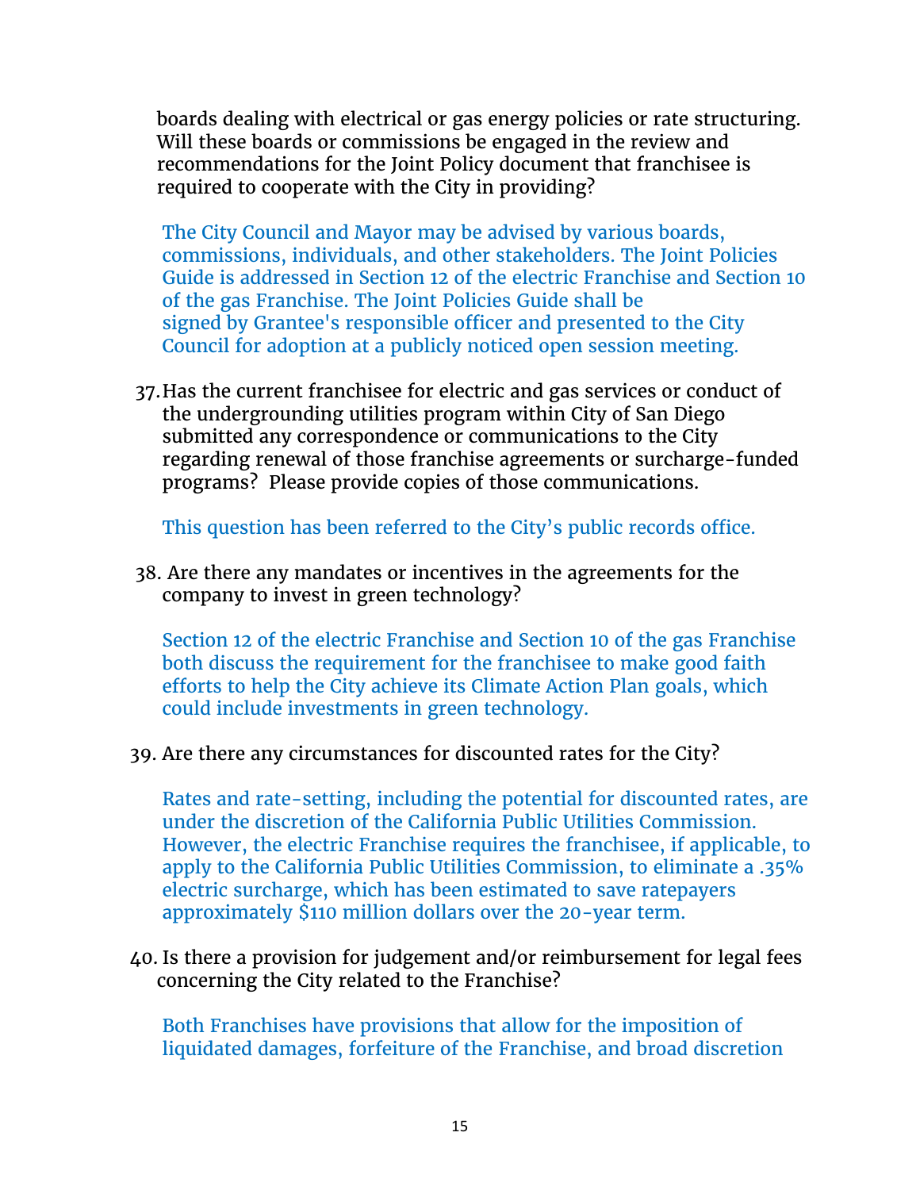boards dealing with electrical or gas energy policies or rate structuring. Will these boards or commissions be engaged in the review and recommendations for the Joint Policy document that franchisee is required to cooperate with the City in providing?

The City Council and Mayor may be advised by various boards, commissions, individuals, and other stakeholders. The Joint Policies Guide is addressed in Section 12 of the electric Franchise and Section 10 of the gas Franchise. The Joint Policies Guide shall be signed by Grantee's responsible officer and presented to the City Council for adoption at a publicly noticed open session meeting.

37. Has the current franchisee for electric and gas services or conduct of the undergrounding utilities program within City of San Diego submitted any correspondence or communications to the City regarding renewal of those franchise agreements or surcharge-funded programs? Please provide copies of those communications.

    This question has been referred to the City's public records office.

38. Are there any mandates or incentives in the agreements for the company to invest in green technology?

    Section 12 of the electric Franchise and Section 10 of the gas Franchise both discuss the requirement for the franchisee to make good faith efforts to help the City achieve its Climate Action Plan goals, which could include investments in green technology.

39. Are there any circumstances for discounted rates for the City?

    Rates and rate-setting, including the potential for discounted rates, are under the discretion of the California Public Utilities Commission. However, the electric Franchise requires the franchisee, if applicable, to apply to the California Public Utilities Commission, to eliminate a .35% electric surcharge, which has been estimated to save ratepayers approximately $110 million dollars over the 20-year term.

40. Is there a provision for judgement and/or reimbursement for legal fees concerning the City related to the Franchise?

    Both Franchises have provisions that allow for the imposition of liquidated damages, forfeiture of the Franchise, and broad discretion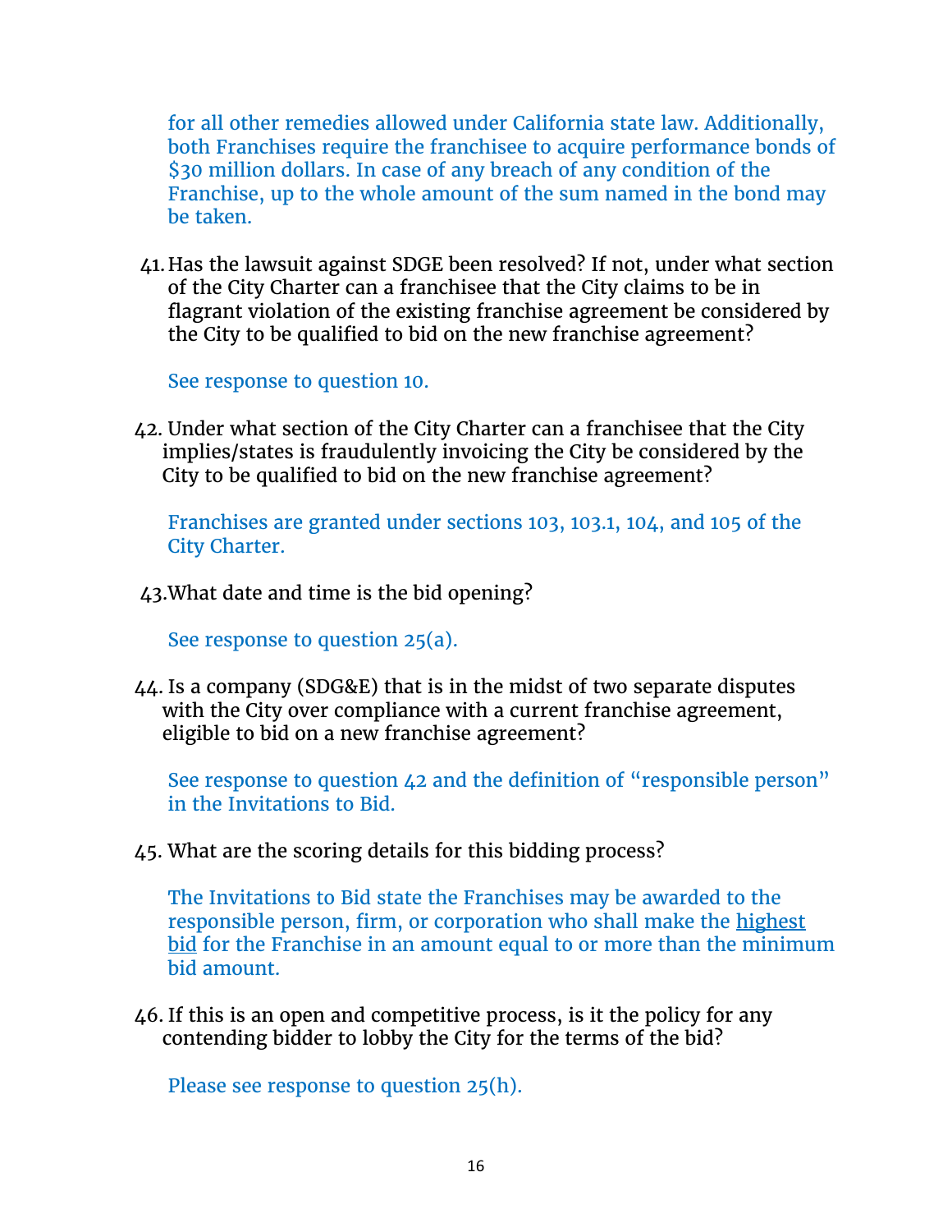for all other remedies allowed under California state law. Additionally, both Franchises require the franchisee to acquire performance bonds of $30 million dollars. In case of any breach of any condition of the Franchise, up to the whole amount of the sum named in the bond may be taken.

41. Has the lawsuit against SDGE been resolved? If not, under what section of the City Charter can a franchisee that the City claims to be in flagrant violation of the existing franchise agreement be considered by the City to be qualified to bid on the new franchise agreement?

    See response to question 10.

42. Under what section of the City Charter can a franchisee that the City implies/states is fraudulently invoicing the City be considered by the City to be qualified to bid on the new franchise agreement?

    Franchises are granted under sections 103, 103.1, 104, and 105 of the City Charter.

43. What date and time is the bid opening?

    See response to question 25(a).

44. Is a company (SDG&E) that is in the midst of two separate disputes with the City over compliance with a current franchise agreement, eligible to bid on a new franchise agreement?

    See response to question 42 and the definition of "responsible person" in the Invitations to Bid.

45. What are the scoring details for this bidding process?

    The Invitations to Bid state the Franchises may be awarded to the responsible person, firm, or corporation who shall make the <u>highest bid</u> for the Franchise in an amount equal to or more than the minimum bid amount.

46. If this is an open and competitive process, is it the policy for any contending bidder to lobby the City for the terms of the bid?

    Please see response to question 25(h).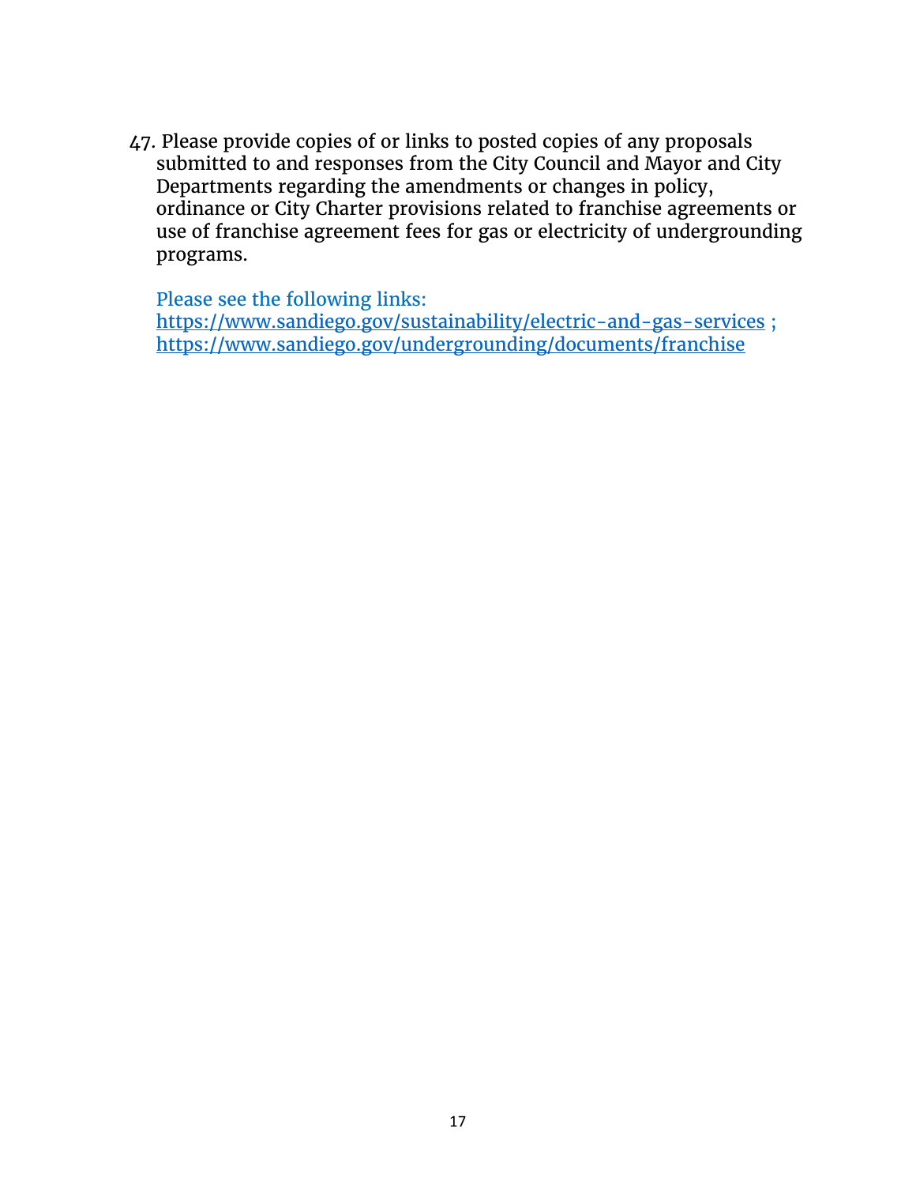47. Please provide copies of or links to posted copies of any proposals submitted to and responses from the City Council and Mayor and City Departments regarding the amendments or changes in policy, ordinance or City Charter provisions related to franchise agreements or use of franchise agreement fees for gas or electricity of undergrounding programs.

    Please see the following links:
    https://www.sandiego.gov/sustainability/electric-and-gas-services ;
    https://www.sandiego.gov/undergrounding/documents/franchise